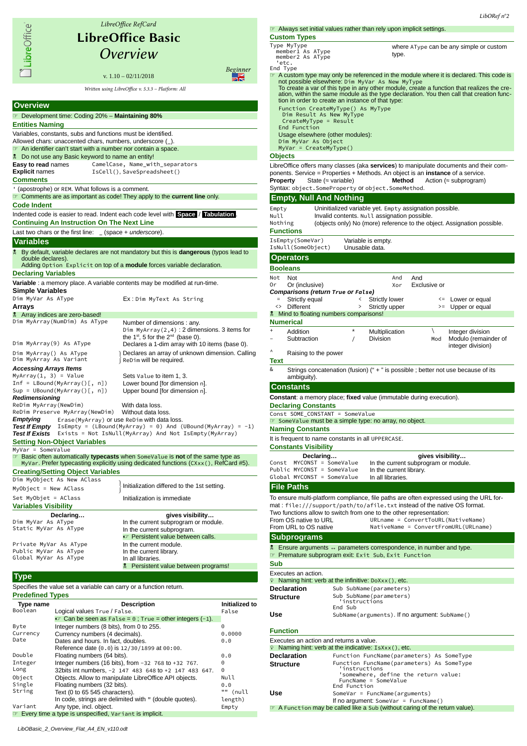# LibreOffice Basic

## *Overview*

*LibreOffice RefCard*

v. 1.10 – 02/11/2018

*Beginner*

*Written using LibreOffice v. 5.3.3 – Platform: All*

## Overview

☞ Development time: Coding 20% – **Maintaining 80%**

### Entities Naming

Variables, constants, subs and functions must be identified.
Allowed chars: unaccented chars, numbers, underscore (_).

☞ An identifier can't start with a number nor contain a space.

☠ Do not use any Basic keyword to name an entity!

**Easy to read** names — `CamelCase, Name_with_separators`
**Explicit** names — `IsCell(), SaveSpreadsheet()`

### Comments

`'` (apostrophe) or `REM`. What follows is a comment.

☞ Comments are as important as code! They apply to the **current line** only.

### Code Indent

Indented code is easier to read. Indent each code level with **Space** / **Tabulation**.

### Continuing An Instruction On The Next Line

Last two chars or the first line: `_` (space + *underscore*).

## Variables

☠ By default, variable declares are not mandatory but this is **dangerous** (typos lead to double declares).
Adding `Option Explicit` on top of a **module** forces variable declaration.

### Declaring Variables

**Variable** : a memory place. A variable contents may be modified at run-time.

**Simple Variables**

`Dim MyVar As AType` — Ex : `Dim MyText As String`

**Arrays**

☠ Array indices are zero-based!

| | |
|---|---|
| `Dim MyArray(NumDim) As AType` | Number of dimensions : any. `Dim MyArray(2,4)` : 2 dimensions. 3 items for the 1st, 5 for the 2nd (base 0). |
| `Dim MyArray(9) As AType` | Declares a 1-dim array with 10 items (base 0). |
| `Dim MyArray() As AType` / `Dim MyArray As Variant` | Declares an array of unknown dimension. Calling `ReDim` will be required. |

***Accessing Arrays Items***

| | |
|---|---|
| `MyArray(1, 3) = Value` | Sets `Value` to item 1, 3. |
| `Inf = LBound(MyArray()[, n])` | Lower bound [for dimension `n`]. |
| `Sup = UBound(MyArray()[, n])` | Upper bound [for dimension `n`]. |

***Redimensioning***

| | |
|---|---|
| `ReDim MyArray(NewDim)` | With data loss. |
| `ReDim Preserve MyArray(NewDim)` | Without data loss. |

***Emptying*** `Erase(MyArray)` or use `ReDim` with data loss.
***Test If Empty*** `IsEmpty = (LBound(MyArray) = 0) And (UBound(MyArray) = -1)`
***Test If Exists*** `Exists = Not IsNull(MyArray) And Not IsEmpty(MyArray)`

### Setting Non-Object Variables

`MyVar = SomeValue`

☞ Basic often automatically **typecasts** when `SomeValue` is **not** of the same type as `MyVar`. Prefer typecasting explicitly using dedicated functions (`CXxx()`, RefCard #5).

### Creating/Setting Object Variables

| | |
|---|---|
| `Dim MyObject As New AClass` / `MyObject = New AClass` | Initialization differed to the 1st setting. |
| `Set MyObjet = AClass` | Initialization is immediate |

### Variables Visibility

| Declaring… | gives visibility… |
|---|---|
| `Dim MyVar As AType` | In the current subprogram or module. |
| `Static MyVar As AType` | In the current subprogram. ☞ Persistent value between calls. |
| `Private MyVar As AType` | In the current module. |
| `Public MyVar As AType` | In the current library. |
| `Global MyVar As AType` | In all libraries. ☠ Persistent value between programs! |

## Type

Specifies the value set a variable can carry or a function return.

### Predefined Types

| Type name | Description | Initialized to |
|---|---|---|
| `Boolean` | Logical values `True` / `False`. ☞ Can be seen as `False = 0` ; `True` = other integers (`-1`). | `False` |
| `Byte` | Integer numbers (8 bits), from 0 to 255. | `0` |
| `Currency` | Currency numbers (4 decimals). | `0.0000` |
| `Date` | Dates and hours. In fact, doubles. Reference date (`0.0`) is `12/30/1899` at `00:00`. | `0.0` |
| `Double` | Floating numbers (64 bits). | `0.0` |
| `Integer` | Integer numbers (16 bits), from `-32 768` to `+32 767`. | `0` |
| `Long` | 32bits int numbers, `-2 147 483 648` to `+2 147 483 647`. | `0` |
| `Object` | Objects. Allow to manipulate LibreOffice API objects. | `Null` |
| `Single` | Floating numbers (32 bits). | `0.0` |
| `String` | Text (0 to 65 545 characters). In code, strings are delimited with `"` (double quotes). | `""` (null length) |
| `Variant` | Any type, incl. object. | `Empty` |

☞ Every time a type is unspecified, `Variant` is implicit.

☞ Always set initial values rather than rely upon implicit settings.

### Custom Types

```
Type MyType
  member1 As AType
  member2 As AType
  'etc.
End Type
```

where `AType` can be any simple or custom type.

☞ A custom type may only be referenced in the module where it is declared. This code is not possible elsewhere: `Dim MyVar As New MyType`
To create a var of this type in any other module, create a function that realizes the creation, within the same module as the type declaration. You then call that creation function in order to create an instance of that type:

```
Function CreateMyType() As MyType
  Dim Result As New MyType
  CreateMyType = Result
End Function
```

Usage elsewhere (other modules):

```
Dim MyVar As Object
MyVar = CreateMyType()
```

### Objects

LibreOffice offers many classes (aka **services**) to manipulate documents and their components. Service = Properties + Methods. An object is an **instance** of a service.
**Property** State (≈ variable) — **Method** Action (≈ subprogram)
Syntax: `object.SomeProperty` or `object.SomeMethod`.

## Empty, Null And Nothing

| | |
|---|---|
| `Empty` | Uninitialized variable yet. `Empty` assignation possible. |
| `Null` | Invalid contents. `Null` assignation possible. |
| `Nothing` | (objects only) No (more) reference to the object. Assignation possible. |

### Functions

| | |
|---|---|
| `IsEmpty(SomeVar)` | Variable is empty. |
| `IsNull(SomeObject)` | Unusable data. |

## Operators

### Booleans

| | | | |
|---|---|---|---|
| `Not` | Not | `And` | And |
| `Or` | Or (inclusive) | `Xor` | Exclusive or |

***Comparisons (return True or False)***

| | | | | | |
|---|---|---|---|---|---|
| `=` | Strictly equal | `<` | Strictly lower | `<=` | Lower or equal |
| `<>` | Different | `>` | Strictly upper | `>=` | Upper or equal |

☠ Mind to floating numbers comparisons!

### Numerical

| | | | | | |
|---|---|---|---|---|---|
| `+` | Addition | `*` | Multiplication | `\` | Integer division |
| `-` | Subtraction | `/` | Division | `Mod` | Modulo (remainder of integer division) |
| `^` | Raising to the power | | | | |

### Text

`&` Strings concatenation (fusion) (" + " is possible ; better not use because of its ambiguity).

## Constants

**Constant**: a memory place; **fixed** value (immutable during execution).

### Declaring Constants

`Const SOME_CONSTANT = SomeValue`

☞ `SomeValue` must be a simple type: no array, no object.

### Naming Constants

It is frequent to name constants in all `UPPERCASE`.

### Constants Visibility

| Declaring… | gives visibility… |
|---|---|
| `Const MYCONST = SomeValue` | In the current subprogram or module. |
| `Public MYCONST = SomeValue` | In the current library. |
| `Global MYCONST = SomeValue` | In all libraries. |

## File Paths

To ensure multi-platform compliance, file paths are often expressed using the URL format : `file:///support/path/to/afile.txt` instead of the native OS format.
Two functions allow to switch from one to the other representation:

| | |
|---|---|
| From OS native to URL | `URLname = ConvertToURL(NativeName)` |
| From URL to OS native | `NativeName = ConvertFromURL(URLname)` |

## Subprograms

☠ Ensure arguments ↔ parameters correspondence, in number and type.

☞ Premature subprogram exit: `Exit Sub`, `Exit Function`

### Sub

Executes an action.

💡 Naming hint: verb at the infinitive: `DoXxx()`, etc.

**Declaration Structure**

```
Sub SubName(parameters)
  'instructions
End Sub
```

**Use** `SubName(arguments)`. If no argument: `SubName()`

### Function

Executes an action and returns a value.

💡 Naming hint: verb at the indicative: `IsXxx()`, etc.

**Declaration Structure**

```
Function FuncName(parameters) As SomeType
  'instructions
  'somewhere, define the return value:
  FuncName = SomeValue
End Function
```

**Use** `SomeVar = FuncName(arguments)`
If no argument: `SomeVar = FuncName()`

☞ A `Function` may be called like a `Sub` (without caring of the return value).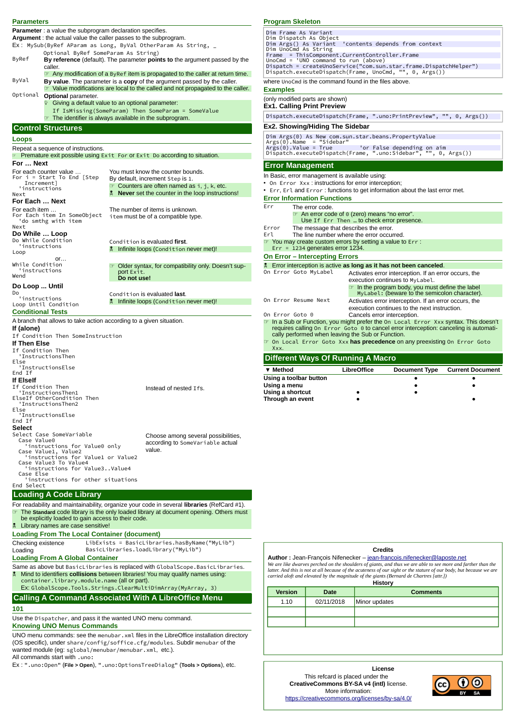### Parameters

**Parameter** : a value the subprogram declaration specifies.
**Argument** : the actual value the caller passes to the subprogram.
Ex : `MySub(ByRef AParam As Long, ByVal OtherParam As String, _ Optional ByRef SomeParam As String)`

`ByRef` — **By reference** (default). The parameter **points to** the argument passed by the caller.
☞ Any modification of a `ByRef` item is propagated to the caller at return time.

`ByVal` — **By value**. The parameter is a **copy** of the argument passed by the caller.
☞ Value modifications are local to the called and not propagated to the caller.

`Optional` — **Optional** parameter.
Giving a default value to an optional parameter:
`If IsMissing(SomeParam) Then SomeParam = SomeValue`
☞ The identifier is always available in the subprogram.

## Control Structures

### Loops

Repeat a sequence of instructions.
☞ Premature exit possible using `Exit For` or `Exit Do` according to situation.

#### For … Next

For each counter value …

```
For i = Start To End [Step Increment]
  'instructions
Next
```

You must know the counter bounds.
By default, increment `Step` is `1`.
☞ Counters are often named as `i`, `j`, `k`, etc.
**Never** set the counter in the loop instructions!

#### For Each … Next

For each item …

```
For Each item In SomeObject
  'do smthg with item
Next
```

The number of items is unknown.
`item` must be of a compatible type.

#### Do While … Loop

```
Do While Condition
  'instructions
Loop
```

`Condition` is evaluated **first**.
Infinite loops (`Condition` never met)!

or…

```
While Condition
  'instructions
Wend
```

☞ Older syntax, for compatibility only. Doesn't support `Exit`.
**Do not use!**

#### Do Loop ... Until

```
Do
  'instructions
Loop Until Condition
```

`Condition` is evaluated **last**.
Infinite loops (`Condition` never met)!

### Conditional Tests

A branch that allows to take action according to a given situation.

#### If (alone)

```
If Condition Then SomeInstruction
```

#### If Then Else

```
If Condition Then
  'InstructionsThen
Else
  'InstructionsElse
End If
```

#### If ElseIf

```
If Condition Then
  'InstructionsThen1
ElseIf OtherCondition Then
  'InstructionsThen2
Else
  'InstructionsElse
End If
```

Instead of nested `If`s.

#### Select

```
Select Case SomeVariable
  Case Value0
    'instructions for Value0 only
  Case Value1, Value2
    'instructions for Value1 or Value2
  Case Value3 To Value4
    'instructions for Value3..Value4
  Case Else
    'instructions for other situations
End Select
```

Choose among several possibilities, according to `SomeVariable` actual value.

## Loading A Code Library

For readability and maintainability, organize your code in several **libraries** (RefCard #1).
☞ The **Standard** code library is the only loaded library at document opening. Others must be explicitly loaded to gain access to their code.
Library names are case sensitive!

### Loading From The Local Container (document)

| | |
|---|---|
| Checking existence | `LibExists = BasicLibraries.hasByName("MyLib")` |
| Loading | `BasicLibraries.loadLibrary("MyLib")` |

### Loading From A Global Container

Same as above but `BasicLibraries` is replaced with `GlobalScope.BasicLibraries`.
Mind to identifiers **collisions** between libraries! You may qualify names using: `container.library.module.name` (all or part).
Ex: `GlobalScope.Tools.Strings.ClearMultiDimArray(MyArray, 3)`

## Calling A Command Associated With A LibreOffice Menu

### 101

Use the `Dispatcher`, and pass it the wanted UNO menu command.

### Knowing UNO Menus Commands

UNO menu commands: see the `menubar.xml` files in the LibreOffice installation directory (OS specific), under `share/config/soffice.cfg/modules`. Subdir `menubar` of the wanted module (eg: `sglobal/menubar/menubar.xml`, etc.).
All commands start with `.uno:`
Ex : `".uno:Open"` (**File > Open**), `".uno:OptionsTreeDialog"` (**Tools > Options**), etc.

### Program Skeleton

```
Dim Frame As Variant
Dim Dispatch As Object
Dim Args() As Variant  'contents depends from context
Dim UnoCmd As String
Frame  = ThisComponent.CurrentController.Frame
UnoCmd = 'UNO command to run (above)
Dispatch = createUnoService("com.sun.star.frame.DispatchHelper")
Dispatch.executeDispatch(Frame, UnoCmd, "", 0, Args())
```

where `UnoCmd` is the command found in the files above.

### Examples

(only modified parts are shown)

#### Ex1. Calling Print Preview

```
Dispatch.executeDispatch(Frame, ".uno:PrintPreview", "", 0, Args())
```

#### Ex2. Showing/Hiding The Sidebar

```
Dim Args(0) As New com.sun.star.beans.PropertyValue
Args(0).Name  = "Sidebar"
Args(0).Value = True        'or False depending on aim
Dispatch.executeDispatch(Frame, ".uno:Sidebar", "", 0, Args())
```

## Error Management

In Basic, error management is available using:
- `On Error Xxx` : instructions for error interception;
- `Err`, `Erl` and `Error` : functions to get information about the last error met.

### Error Information Functions

`Err` — The error code.
☞ An error code of `0` (zero) means "no error".
Use `If Err Then …` to check error presence.

`Error` — The message that describes the error.
`Erl` — The line number where the error occurred.

☞ You may create custom errors by setting a value to `Err` :
`Err = 1234` generates error 1234.

### On Error – Intercepting Errors

Error interception is active **as long as it has not been canceled**.

`On Error Goto MyLabel` — Activates error interception. If an error occurs, the execution continues to `MyLabel`.
☞ In the program body, you must define the label `MyLabel:` (beware to the semicolon character).

`On Error Resume Next` — Activates error interception. If an error occurs, the execution continues to the next instruction.

`On Error Goto 0` — Cancels error interception.

☞ In a Sub or Function, you might prefer the `On Local Error Xxx` syntax. This doesn't requires calling `On Error Goto 0` to cancel error interception: canceling is automatically performed when leaving the Sub or Function.
☞ `On Local Error Goto Xxx` **has precedence** on any preexisting `On Error Goto Xxx`.

## Different Ways Of Running A Macro

| ▼ Method | LibreOffice | Document Type | Current Document |
|---|---|---|---|
| Using a toolbar button | | • | • |
| Using a menu | | • | • |
| Using a shortcut | • | • | |
| Through an event | • | | • |

**Credits**

**Author :** Jean-François Nifenecker – jean-francois.nifenecker@laposte.net

*We are like dwarves perched on the shoulders of giants, and thus we are able to see more and farther than the latter. And this is not at all because of the acuteness of our sight or the stature of our body, but because we are carried aloft and elevated by the magnitude of the giants (Bernard de Chartres [attr.])*

**History**

| Version | Date | Comments |
|---|---|---|
| 1.10 | 02/11/2018 | Minor updates |
| | | |
| | | |

**License**

This refcard is placed under the **CreativeCommons BY-SA v4 (intl)** license.
More information:
https://creativecommons.org/licenses/by-sa/4.0/